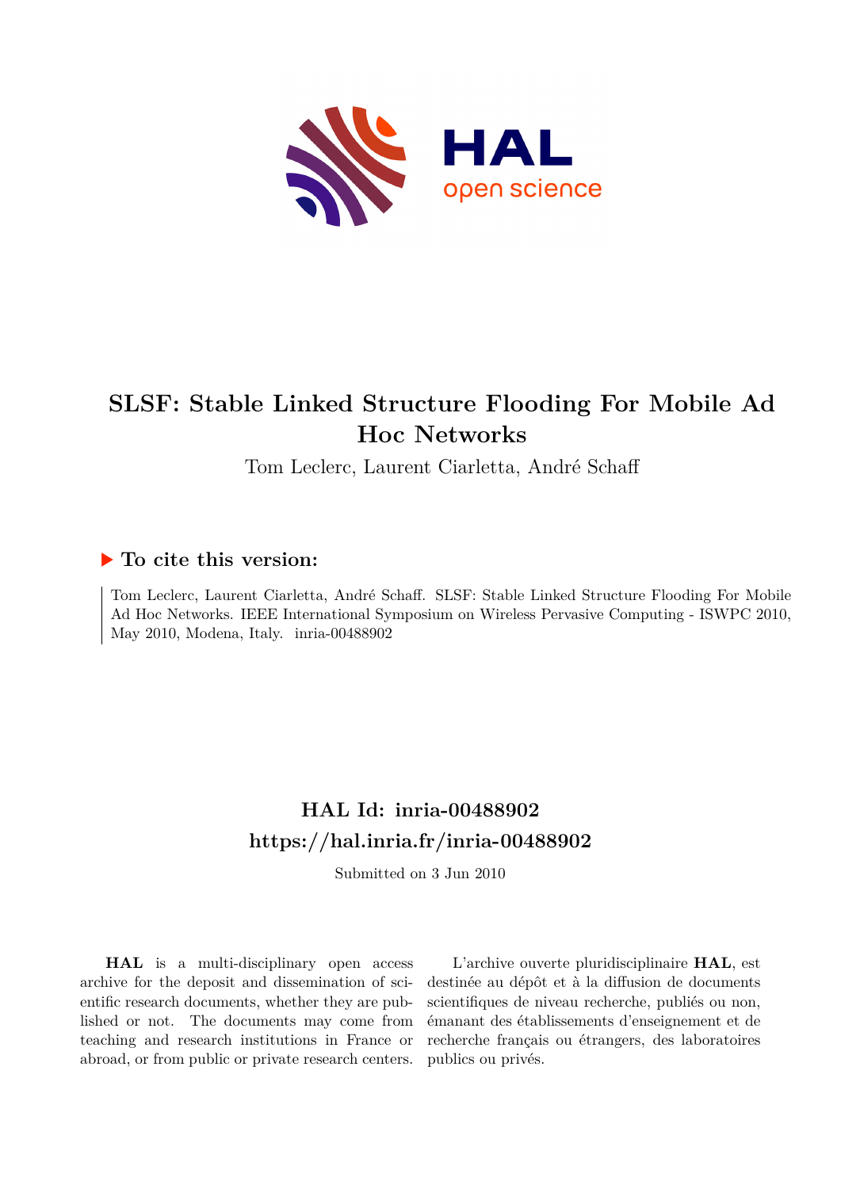# SLSF: Stable Linked Structure Flooding For Mobile Ad Hoc Networks

Tom Leclerc, Laurent Ciarletta, André Schaff

## ▶ To cite this version:

Tom Leclerc, Laurent Ciarletta, André Schaff. SLSF: Stable Linked Structure Flooding For Mobile Ad Hoc Networks. IEEE International Symposium on Wireless Pervasive Computing - ISWPC 2010, May 2010, Modena, Italy. inria-00488902

## HAL Id: inria-00488902
## https://hal.inria.fr/inria-00488902

Submitted on 3 Jun 2010

**HAL** is a multi-disciplinary open access archive for the deposit and dissemination of scientific research documents, whether they are published or not. The documents may come from teaching and research institutions in France or abroad, or from public or private research centers.

L'archive ouverte pluridisciplinaire **HAL**, est destinée au dépôt et à la diffusion de documents scientifiques de niveau recherche, publiés ou non, émanant des établissements d'enseignement et de recherche français ou étrangers, des laboratoires publics ou privés.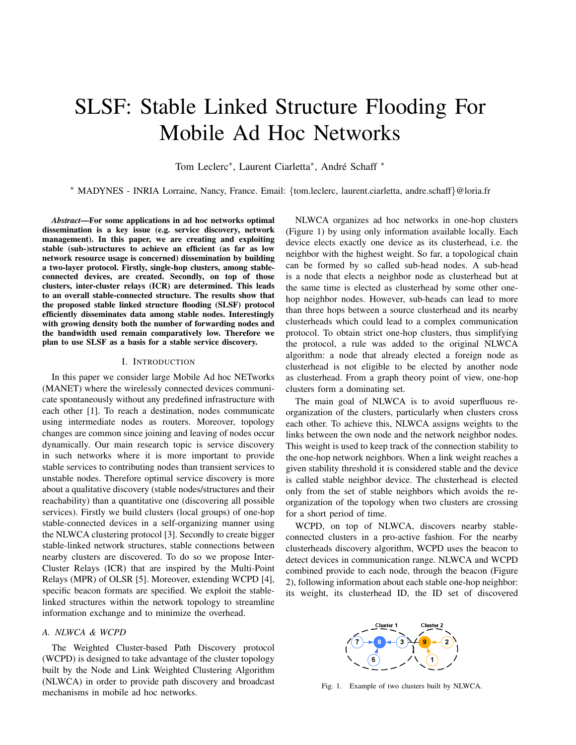# SLSF: Stable Linked Structure Flooding For Mobile Ad Hoc Networks

Tom Leclerc*, Laurent Ciarletta*, André Schaff *

* MADYNES - INRIA Lorraine, Nancy, France. Email: {tom.leclerc, laurent.ciarletta, andre.schaff}@loria.fr

***Abstract*—For some applications in ad hoc networks optimal dissemination is a key issue (e.g. service discovery, network management). In this paper, we are creating and exploiting stable (sub-)structures to achieve an efficient (as far as low network resource usage is concerned) dissemination by building a two-layer protocol. Firstly, single-hop clusters, among stable-connected devices, are created. Secondly, on top of those clusters, inter-cluster relays (ICR) are determined. This leads to an overall stable-connected structure. The results show that the proposed stable linked structure flooding (SLSF) protocol efficiently disseminates data among stable nodes. Interestingly with growing density both the number of forwarding nodes and the bandwidth used remain comparatively low. Therefore we plan to use SLSF as a basis for a stable service discovery.**

## I. Introduction

In this paper we consider large Mobile Ad hoc NETworks (MANET) where the wirelessly connected devices communicate spontaneously without any predefined infrastructure with each other [1]. To reach a destination, nodes communicate using intermediate nodes as routers. Moreover, topology changes are common since joining and leaving of nodes occur dynamically. Our main research topic is service discovery in such networks where it is more important to provide stable services to contributing nodes than transient services to unstable nodes. Therefore optimal service discovery is more about a qualitative discovery (stable nodes/structures and their reachability) than a quantitative one (discovering all possible services). Firstly we build clusters (local groups) of one-hop stable-connected devices in a self-organizing manner using the NLWCA clustering protocol [3]. Secondly to create bigger stable-linked network structures, stable connections between nearby clusters are discovered. To do so we propose Inter-Cluster Relays (ICR) that are inspired by the Multi-Point Relays (MPR) of OLSR [5]. Moreover, extending WCPD [4], specific beacon formats are specified. We exploit the stable-linked structures within the network topology to streamline information exchange and to minimize the overhead.

### A. NLWCA & WCPD

The Weighted Cluster-based Path Discovery protocol (WCPD) is designed to take advantage of the cluster topology built by the Node and Link Weighted Clustering Algorithm (NLWCA) in order to provide path discovery and broadcast mechanisms in mobile ad hoc networks.

NLWCA organizes ad hoc networks in one-hop clusters (Figure 1) by using only information available locally. Each device elects exactly one device as its clusterhead, i.e. the neighbor with the highest weight. So far, a topological chain can be formed by so called sub-head nodes. A sub-head is a node that elects a neighbor node as clusterhead but at the same time is elected as clusterhead by some other one-hop neighbor nodes. However, sub-heads can lead to more than three hops between a source clusterhead and its nearby clusterheads which could lead to a complex communication protocol. To obtain strict one-hop clusters, thus simplifying the protocol, a rule was added to the original NLWCA algorithm: a node that already elected a foreign node as clusterhead is not eligible to be elected by another node as clusterhead. From a graph theory point of view, one-hop clusters form a dominating set.

The main goal of NLWCA is to avoid superfluous re-organization of the clusters, particularly when clusters cross each other. To achieve this, NLWCA assigns weights to the links between the own node and the network neighbor nodes. This weight is used to keep track of the connection stability to the one-hop network neighbors. When a link weight reaches a given stability threshold it is considered stable and the device is called stable neighbor device. The clusterhead is elected only from the set of stable neighbors which avoids the re-organization of the topology when two clusters are crossing for a short period of time.

WCPD, on top of NLWCA, discovers nearby stable-connected clusters in a pro-active fashion. For the nearby clusterheads discovery algorithm, WCPD uses the beacon to detect devices in communication range. NLWCA and WCPD combined provide to each node, through the beacon (Figure 2), following information about each stable one-hop neighbor: its weight, its clusterhead ID, the ID set of discovered

Fig. 1. Example of two clusters built by NLWCA.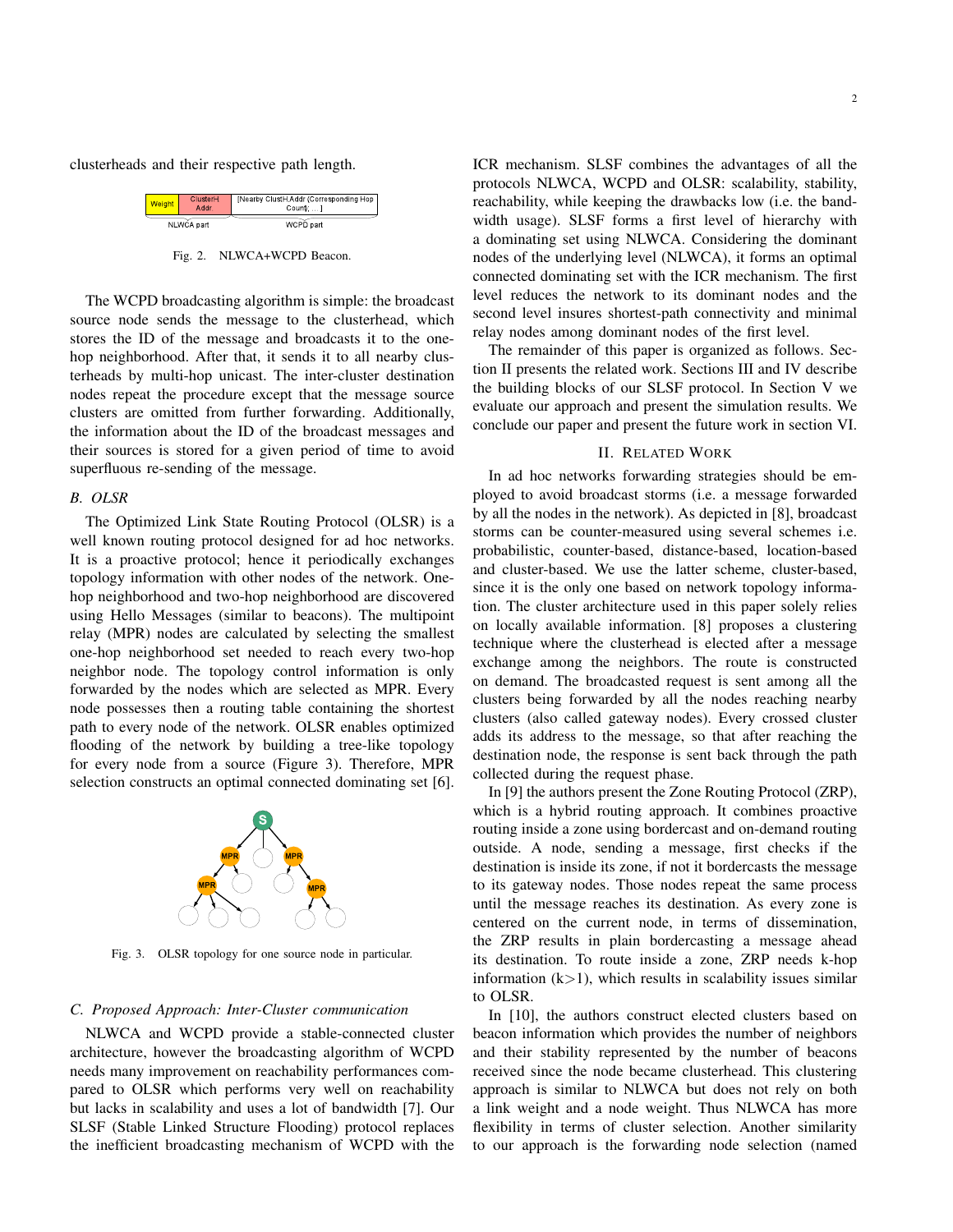clusterheads and their respective path length.

Fig. 2. NLWCA+WCPD Beacon.

The WCPD broadcasting algorithm is simple: the broadcast source node sends the message to the clusterhead, which stores the ID of the message and broadcasts it to the one-hop neighborhood. After that, it sends it to all nearby clusterheads by multi-hop unicast. The inter-cluster destination nodes repeat the procedure except that the message source clusters are omitted from further forwarding. Additionally, the information about the ID of the broadcast messages and their sources is stored for a given period of time to avoid superfluous re-sending of the message.

### B. OLSR

The Optimized Link State Routing Protocol (OLSR) is a well known routing protocol designed for ad hoc networks. It is a proactive protocol; hence it periodically exchanges topology information with other nodes of the network. One-hop neighborhood and two-hop neighborhood are discovered using Hello Messages (similar to beacons). The multipoint relay (MPR) nodes are calculated by selecting the smallest one-hop neighborhood set needed to reach every two-hop neighbor node. The topology control information is only forwarded by the nodes which are selected as MPR. Every node possesses then a routing table containing the shortest path to every node of the network. OLSR enables optimized flooding of the network by building a tree-like topology for every node from a source (Figure 3). Therefore, MPR selection constructs an optimal connected dominating set [6].

Fig. 3. OLSR topology for one source node in particular.

### C. Proposed Approach: Inter-Cluster communication

NLWCA and WCPD provide a stable-connected cluster architecture, however the broadcasting algorithm of WCPD needs many improvement on reachability performances compared to OLSR which performs very well on reachability but lacks in scalability and uses a lot of bandwidth [7]. Our SLSF (Stable Linked Structure Flooding) protocol replaces the inefficient broadcasting mechanism of WCPD with the ICR mechanism. SLSF combines the advantages of all the protocols NLWCA, WCPD and OLSR: scalability, stability, reachability, while keeping the drawbacks low (i.e. the bandwidth usage). SLSF forms a first level of hierarchy with a dominating set using NLWCA. Considering the dominant nodes of the underlying level (NLWCA), it forms an optimal connected dominating set with the ICR mechanism. The first level reduces the network to its dominant nodes and the second level insures shortest-path connectivity and minimal relay nodes among dominant nodes of the first level.

The remainder of this paper is organized as follows. Section II presents the related work. Sections III and IV describe the building blocks of our SLSF protocol. In Section V we evaluate our approach and present the simulation results. We conclude our paper and present the future work in section VI.

## II. Related Work

In ad hoc networks forwarding strategies should be employed to avoid broadcast storms (i.e. a message forwarded by all the nodes in the network). As depicted in [8], broadcast storms can be counter-measured using several schemes i.e. probabilistic, counter-based, distance-based, location-based and cluster-based. We use the latter scheme, cluster-based, since it is the only one based on network topology information. The cluster architecture used in this paper solely relies on locally available information. [8] proposes a clustering technique where the clusterhead is elected after a message exchange among the neighbors. The route is constructed on demand. The broadcasted request is sent among all the clusters being forwarded by all the nodes reaching nearby clusters (also called gateway nodes). Every crossed cluster adds its address to the message, so that after reaching the destination node, the response is sent back through the path collected during the request phase.

In [9] the authors present the Zone Routing Protocol (ZRP), which is a hybrid routing approach. It combines proactive routing inside a zone using bordercast and on-demand routing outside. A node, sending a message, first checks if the destination is inside its zone, if not it bordercasts the message to its gateway nodes. Those nodes repeat the same process until the message reaches its destination. As every zone is centered on the current node, in terms of dissemination, the ZRP results in plain bordercasting a message ahead its destination. To route inside a zone, ZRP needs k-hop information ($k>1$), which results in scalability issues similar to OLSR.

In [10], the authors construct elected clusters based on beacon information which provides the number of neighbors and their stability represented by the number of beacons received since the node became clusterhead. This clustering approach is similar to NLWCA but does not rely on both a link weight and a node weight. Thus NLWCA has more flexibility in terms of cluster selection. Another similarity to our approach is the forwarding node selection (named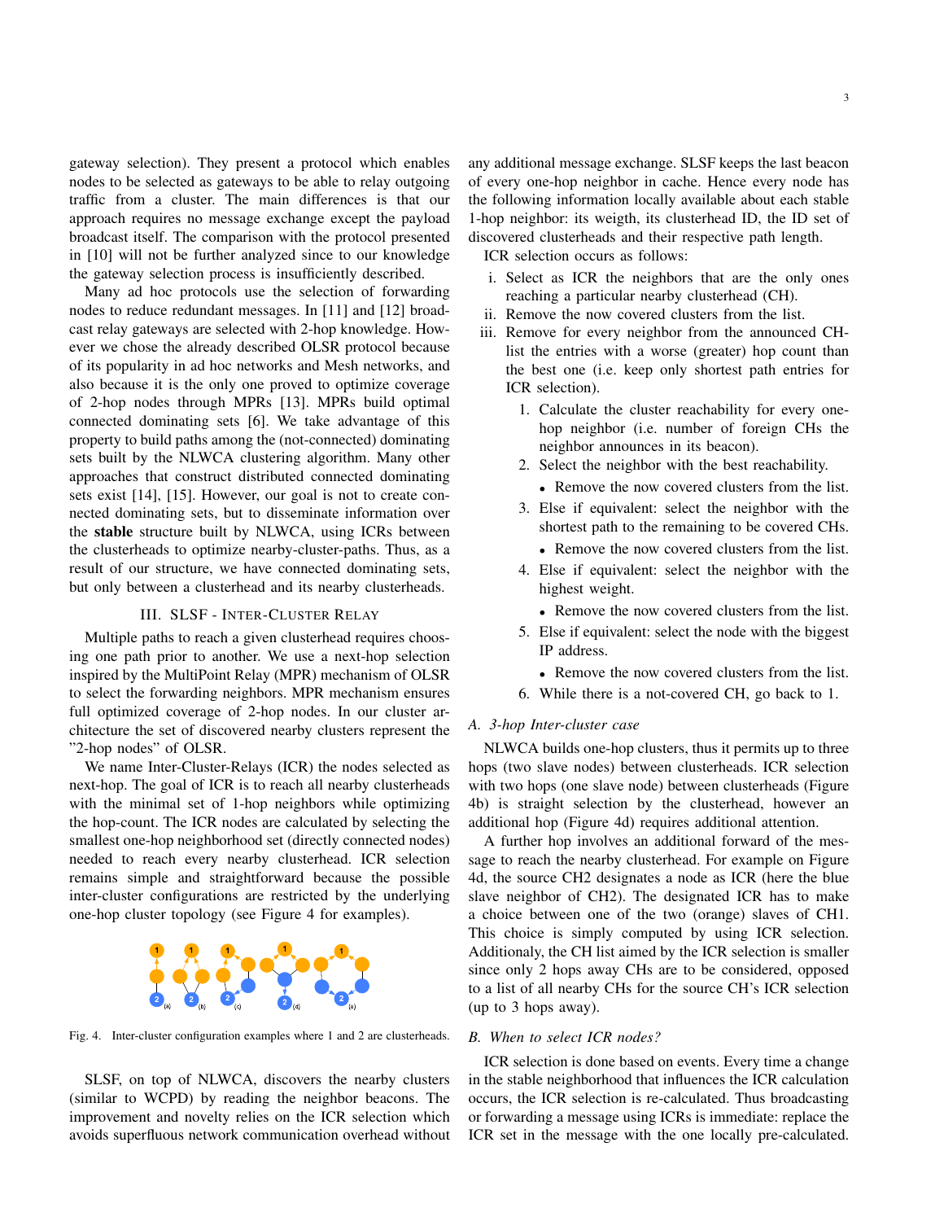gateway selection). They present a protocol which enables nodes to be selected as gateways to be able to relay outgoing traffic from a cluster. The main differences is that our approach requires no message exchange except the payload broadcast itself. The comparison with the protocol presented in [10] will not be further analyzed since to our knowledge the gateway selection process is insufficiently described.

Many ad hoc protocols use the selection of forwarding nodes to reduce redundant messages. In [11] and [12] broadcast relay gateways are selected with 2-hop knowledge. However we chose the already described OLSR protocol because of its popularity in ad hoc networks and Mesh networks, and also because it is the only one proved to optimize coverage of 2-hop nodes through MPRs [13]. MPRs build optimal connected dominating sets [6]. We take advantage of this property to build paths among the (not-connected) dominating sets built by the NLWCA clustering algorithm. Many other approaches that construct distributed connected dominating sets exist [14], [15]. However, our goal is not to create connected dominating sets, but to disseminate information over the **stable** structure built by NLWCA, using ICRs between the clusterheads to optimize nearby-cluster-paths. Thus, as a result of our structure, we have connected dominating sets, but only between a clusterhead and its nearby clusterheads.

## III. SLSF - Inter-Cluster Relay

Multiple paths to reach a given clusterhead requires choosing one path prior to another. We use a next-hop selection inspired by the MultiPoint Relay (MPR) mechanism of OLSR to select the forwarding neighbors. MPR mechanism ensures full optimized coverage of 2-hop nodes. In our cluster architecture the set of discovered nearby clusters represent the "2-hop nodes" of OLSR.

We name Inter-Cluster-Relays (ICR) the nodes selected as next-hop. The goal of ICR is to reach all nearby clusterheads with the minimal set of 1-hop neighbors while optimizing the hop-count. The ICR nodes are calculated by selecting the smallest one-hop neighborhood set (directly connected nodes) needed to reach every nearby clusterhead. ICR selection remains simple and straightforward because the possible inter-cluster configurations are restricted by the underlying one-hop cluster topology (see Figure 4 for examples).

Fig. 4. Inter-cluster configuration examples where 1 and 2 are clusterheads.

SLSF, on top of NLWCA, discovers the nearby clusters (similar to WCPD) by reading the neighbor beacons. The improvement and novelty relies on the ICR selection which avoids superfluous network communication overhead without any additional message exchange. SLSF keeps the last beacon of every one-hop neighbor in cache. Hence every node has the following information locally available about each stable 1-hop neighbor: its weigth, its clusterhead ID, the ID set of discovered clusterheads and their respective path length.

ICR selection occurs as follows:

i. Select as ICR the neighbors that are the only ones reaching a particular nearby clusterhead (CH).
ii. Remove the now covered clusters from the list.
iii. Remove for every neighbor from the announced CH-list the entries with a worse (greater) hop count than the best one (i.e. keep only shortest path entries for ICR selection).
   1. Calculate the cluster reachability for every one-hop neighbor (i.e. number of foreign CHs the neighbor announces in its beacon).
   2. Select the neighbor with the best reachability.
      - Remove the now covered clusters from the list.
   3. Else if equivalent: select the neighbor with the shortest path to the remaining to be covered CHs.
      - Remove the now covered clusters from the list.
   4. Else if equivalent: select the neighbor with the highest weight.
      - Remove the now covered clusters from the list.
   5. Else if equivalent: select the node with the biggest IP address.
      - Remove the now covered clusters from the list.
   6. While there is a not-covered CH, go back to 1.

### A. 3-hop Inter-cluster case

NLWCA builds one-hop clusters, thus it permits up to three hops (two slave nodes) between clusterheads. ICR selection with two hops (one slave node) between clusterheads (Figure 4b) is straight selection by the clusterhead, however an additional hop (Figure 4d) requires additional attention.

A further hop involves an additional forward of the message to reach the nearby clusterhead. For example on Figure 4d, the source CH2 designates a node as ICR (here the blue slave neighbor of CH2). The designated ICR has to make a choice between one of the two (orange) slaves of CH1. This choice is simply computed by using ICR selection. Additionaly, the CH list aimed by the ICR selection is smaller since only 2 hops away CHs are to be considered, opposed to a list of all nearby CHs for the source CH's ICR selection (up to 3 hops away).

### B. When to select ICR nodes?

ICR selection is done based on events. Every time a change in the stable neighborhood that influences the ICR calculation occurs, the ICR selection is re-calculated. Thus broadcasting or forwarding a message using ICRs is immediate: replace the ICR set in the message with the one locally pre-calculated.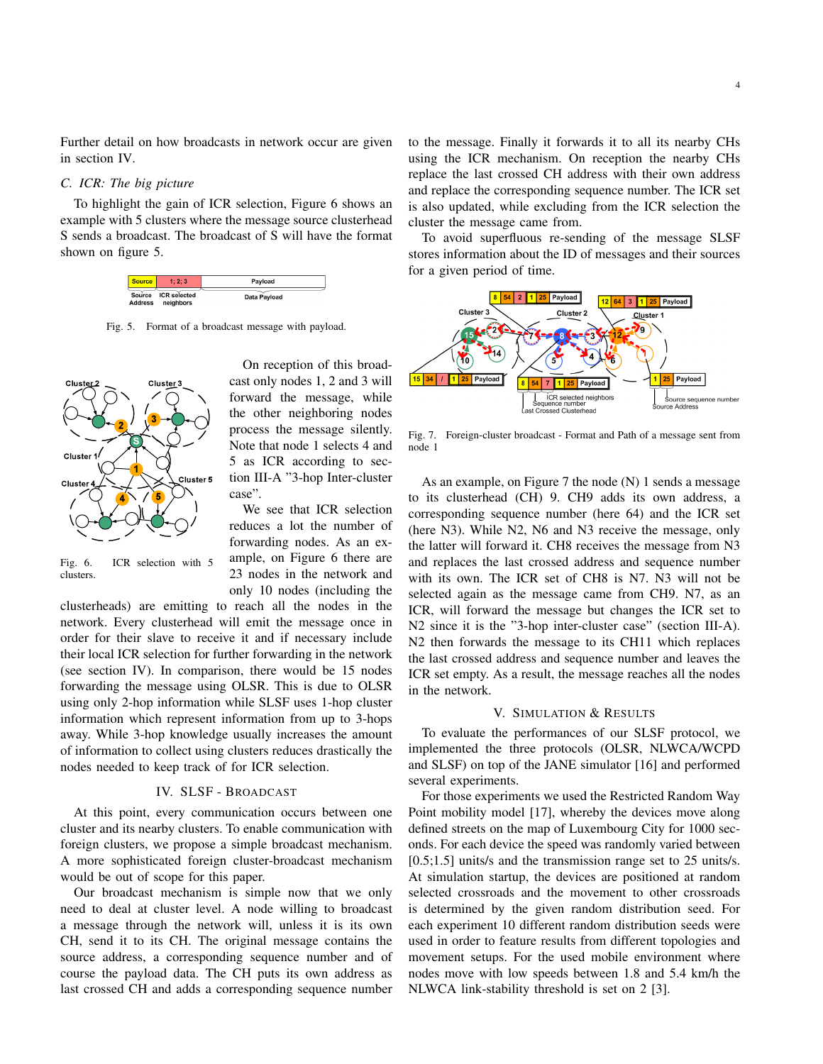Further detail on how broadcasts in network occur are given in section IV.

### C. ICR: The big picture

To highlight the gain of ICR selection, Figure 6 shows an example with 5 clusters where the message source clusterhead S sends a broadcast. The broadcast of S will have the format shown on figure 5.

Source
1; 2; 3
Payload
Source Address
ICR selected neighbors
Data Payload

Fig. 5. Format of a broadcast message with payload.

Cluster 2
Cluster 3
Cluster 1
Cluster 4
Cluster 5

Fig. 6. ICR selection with 5 clusters.

On reception of this broadcast only nodes 1, 2 and 3 will forward the message, while the other neighboring nodes process the message silently. Note that node 1 selects 4 and 5 as ICR according to section III-A "3-hop Inter-cluster case".

We see that ICR selection reduces a lot the number of forwarding nodes. As an example, on Figure 6 there are 23 nodes in the network and only 10 nodes (including the clusterheads) are emitting to reach all the nodes in the network. Every clusterhead will emit the message once in order for their slave to receive it and if necessary include their local ICR selection for further forwarding in the network (see section IV). In comparison, there would be 15 nodes forwarding the message using OLSR. This is due to OLSR using only 2-hop information while SLSF uses 1-hop cluster information which represent information from up to 3-hops away. While 3-hop knowledge usually increases the amount of information to collect using clusters reduces drastically the nodes needed to keep track of for ICR selection.

## IV. SLSF - Broadcast

At this point, every communication occurs between one cluster and its nearby clusters. To enable communication with foreign clusters, we propose a simple broadcast mechanism. A more sophisticated foreign cluster-broadcast mechanism would be out of scope for this paper.

Our broadcast mechanism is simple now that we only need to deal at cluster level. A node willing to broadcast a message through the network will, unless it is its own CH, send it to its CH. The original message contains the source address, a corresponding sequence number and of course the payload data. The CH puts its own address as last crossed CH and adds a corresponding sequence number to the message. Finally it forwards it to all its nearby CHs using the ICR mechanism. On reception the nearby CHs replace the last crossed CH address with their own address and replace the corresponding sequence number. The ICR set is also updated, while excluding from the ICR selection the cluster the message came from.

To avoid superfluous re-sending of the message SLSF stores information about the ID of messages and their sources for a given period of time.

Cluster 3
Cluster 2
Cluster 1
8 | 54 | 2 | 1 | 25 | Payload
12 | 64 | 3 | 1 | 25 | Payload
15 | 34 | / | 1 | 25 | Payload
8 | 54 | 7 | 1 | 25 | Payload
1 | 25 | Payload
ICR selected neighbors
Sequence number
Last Crossed Clusterhead
Source sequence number
Source Address

Fig. 7. Foreign-cluster broadcast - Format and Path of a message sent from node 1

As an example, on Figure 7 the node (N) 1 sends a message to its clusterhead (CH) 9. CH9 adds its own address, a corresponding sequence number (here 64) and the ICR set (here N3). While N2, N6 and N3 receive the message, only the latter will forward it. CH8 receives the message from N3 and replaces the last crossed address and sequence number with its own. The ICR set of CH8 is N7. N3 will not be selected again as the message came from CH9. N7, as an ICR, will forward the message but changes the ICR set to N2 since it is the "3-hop inter-cluster case" (section III-A). N2 then forwards the message to its CH11 which replaces the last crossed address and sequence number and leaves the ICR set empty. As a result, the message reaches all the nodes in the network.

## V. Simulation & Results

To evaluate the performances of our SLSF protocol, we implemented the three protocols (OLSR, NLWCA/WCPD and SLSF) on top of the JANE simulator [16] and performed several experiments.

For those experiments we used the Restricted Random Way Point mobility model [17], whereby the devices move along defined streets on the map of Luxembourg City for 1000 seconds. For each device the speed was randomly varied between [0.5;1.5] units/s and the transmission range set to 25 units/s. At simulation startup, the devices are positioned at random selected crossroads and the movement to other crossroads is determined by the given random distribution seed. For each experiment 10 different random distribution seeds were used in order to feature results from different topologies and movement setups. For the used mobile environment where nodes move with low speeds between 1.8 and 5.4 km/h the NLWCA link-stability threshold is set on 2 [3].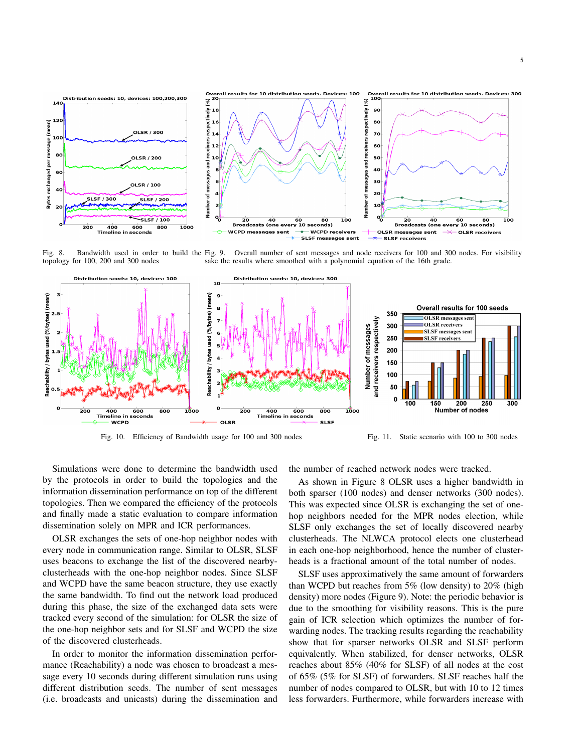Fig. 8. Bandwidth used in order to build the topology for 100, 200 and 300 nodes

Fig. 9. Overall number of sent messages and node receivers for 100 and 300 nodes. For visibility sake the results where smoothed with a polynomial equation of the 16th grade.

Fig. 10. Efficiency of Bandwidth usage for 100 and 300 nodes

Fig. 11. Static scenario with 100 to 300 nodes

Simulations were done to determine the bandwidth used by the protocols in order to build the topologies and the information dissemination performance on top of the different topologies. Then we compared the efficiency of the protocols and finally made a static evaluation to compare information dissemination solely on MPR and ICR performances.

OLSR exchanges the sets of one-hop neighbor nodes with every node in communication range. Similar to OLSR, SLSF uses beacons to exchange the list of the discovered nearby-clusterheads with the one-hop neighbor nodes. Since SLSF and WCPD have the same beacon structure, they use exactly the same bandwidth. To find out the network load produced during this phase, the size of the exchanged data sets were tracked every second of the simulation: for OLSR the size of the one-hop neighbor sets and for SLSF and WCPD the size of the discovered clusterheads.

In order to monitor the information dissemination performance (Reachability) a node was chosen to broadcast a message every 10 seconds during different simulation runs using different distribution seeds. The number of sent messages (i.e. broadcasts and unicasts) during the dissemination and the number of reached network nodes were tracked.

As shown in Figure 8 OLSR uses a higher bandwidth in both sparser (100 nodes) and denser networks (300 nodes). This was expected since OLSR is exchanging the set of one-hop neighbors needed for the MPR nodes election, while SLSF only exchanges the set of locally discovered nearby clusterheads. The NLWCA protocol elects one clusterhead in each one-hop neighborhood, hence the number of clusterheads is a fractional amount of the total number of nodes.

SLSF uses approximatively the same amount of forwarders than WCPD but reaches from 5% (low density) to 20% (high density) more nodes (Figure 9). Note: the periodic behavior is due to the smoothing for visibility reasons. This is the pure gain of ICR selection which optimizes the number of forwarding nodes. The tracking results regarding the reachability show that for sparser networks OLSR and SLSF perform equivalently. When stabilized, for denser networks, OLSR reaches about 85% (40% for SLSF) of all nodes at the cost of 65% (5% for SLSF) of forwarders. SLSF reaches half the number of nodes compared to OLSR, but with 10 to 12 times less forwarders. Furthermore, while forwarders increase with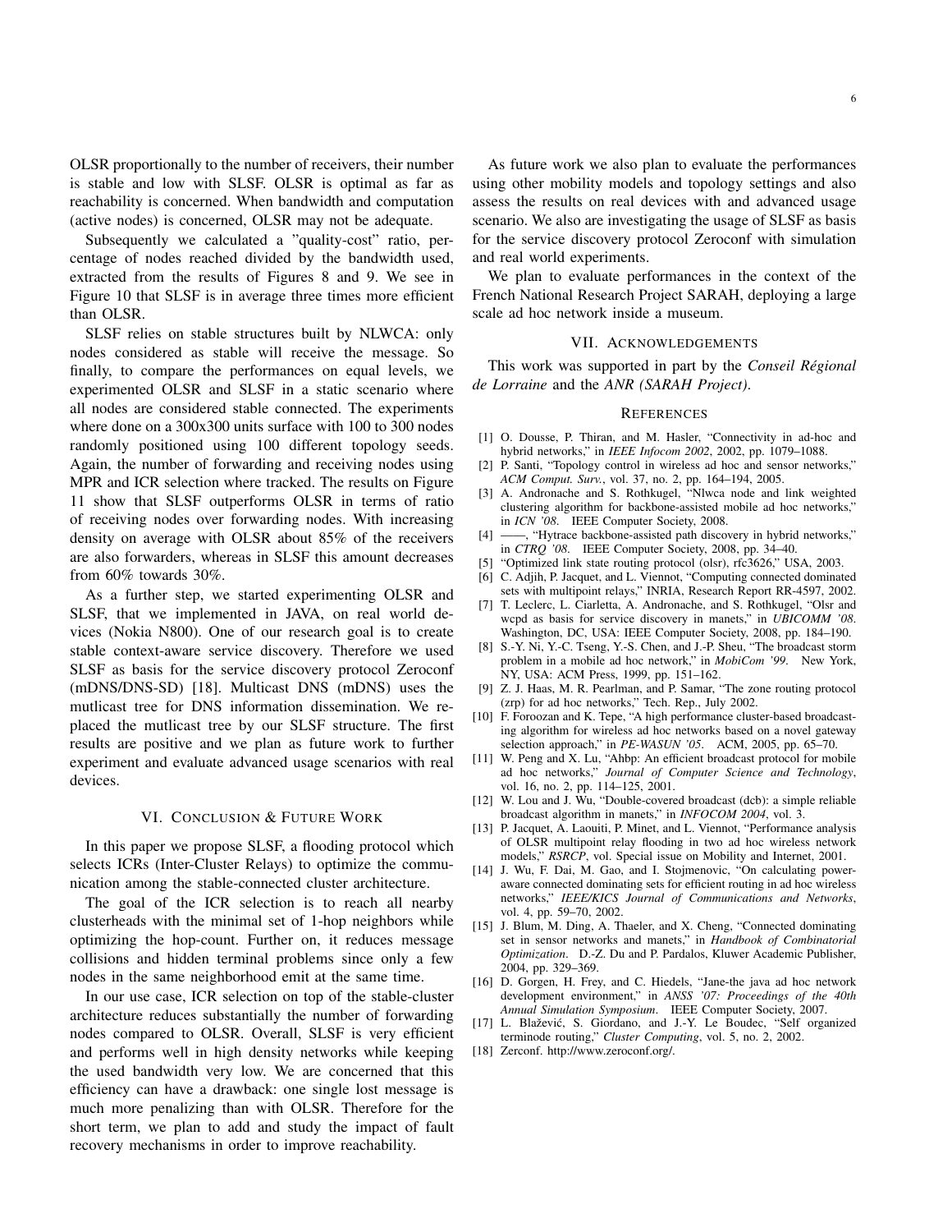OLSR proportionally to the number of receivers, their number is stable and low with SLSF. OLSR is optimal as far as reachability is concerned. When bandwidth and computation (active nodes) is concerned, OLSR may not be adequate.

Subsequently we calculated a "quality-cost" ratio, percentage of nodes reached divided by the bandwidth used, extracted from the results of Figures 8 and 9. We see in Figure 10 that SLSF is in average three times more efficient than OLSR.

SLSF relies on stable structures built by NLWCA: only nodes considered as stable will receive the message. So finally, to compare the performances on equal levels, we experimented OLSR and SLSF in a static scenario where all nodes are considered stable connected. The experiments where done on a 300x300 units surface with 100 to 300 nodes randomly positioned using 100 different topology seeds. Again, the number of forwarding and receiving nodes using MPR and ICR selection where tracked. The results on Figure 11 show that SLSF outperforms OLSR in terms of ratio of receiving nodes over forwarding nodes. With increasing density on average with OLSR about 85% of the receivers are also forwarders, whereas in SLSF this amount decreases from 60% towards 30%.

As a further step, we started experimenting OLSR and SLSF, that we implemented in JAVA, on real world devices (Nokia N800). One of our research goal is to create stable context-aware service discovery. Therefore we used SLSF as basis for the service discovery protocol Zeroconf (mDNS/DNS-SD) [18]. Multicast DNS (mDNS) uses the mutlicast tree for DNS information dissemination. We replaced the mutlicast tree by our SLSF structure. The first results are positive and we plan as future work to further experiment and evaluate advanced usage scenarios with real devices.

## VI. Conclusion & Future Work

In this paper we propose SLSF, a flooding protocol which selects ICRs (Inter-Cluster Relays) to optimize the communication among the stable-connected cluster architecture.

The goal of the ICR selection is to reach all nearby clusterheads with the minimal set of 1-hop neighbors while optimizing the hop-count. Further on, it reduces message collisions and hidden terminal problems since only a few nodes in the same neighborhood emit at the same time.

In our use case, ICR selection on top of the stable-cluster architecture reduces substantially the number of forwarding nodes compared to OLSR. Overall, SLSF is very efficient and performs well in high density networks while keeping the used bandwidth very low. We are concerned that this efficiency can have a drawback: one single lost message is much more penalizing than with OLSR. Therefore for the short term, we plan to add and study the impact of fault recovery mechanisms in order to improve reachability.

As future work we also plan to evaluate the performances using other mobility models and topology settings and also assess the results on real devices with and advanced usage scenario. We also are investigating the usage of SLSF as basis for the service discovery protocol Zeroconf with simulation and real world experiments.

We plan to evaluate performances in the context of the French National Research Project SARAH, deploying a large scale ad hoc network inside a museum.

## VII. Acknowledgements

This work was supported in part by the *Conseil Régional de Lorraine* and the *ANR (SARAH Project)*.

## References

[1] O. Dousse, P. Thiran, and M. Hasler, "Connectivity in ad-hoc and hybrid networks," in *IEEE Infocom 2002*, 2002, pp. 1079–1088.

[2] P. Santi, "Topology control in wireless ad hoc and sensor networks," *ACM Comput. Surv.*, vol. 37, no. 2, pp. 164–194, 2005.

[3] A. Andronache and S. Rothkugel, "Nlwca node and link weighted clustering algorithm for backbone-assisted mobile ad hoc networks," in *ICN '08*. IEEE Computer Society, 2008.

[4] ——, "Hytrace backbone-assisted path discovery in hybrid networks," in *CTRQ '08*. IEEE Computer Society, 2008, pp. 34–40.

[5] "Optimized link state routing protocol (olsr), rfc3626," USA, 2003.

[6] C. Adjih, P. Jacquet, and L. Viennot, "Computing connected dominated sets with multipoint relays," INRIA, Research Report RR-4597, 2002.

[7] T. Leclerc, L. Ciarletta, A. Andronache, and S. Rothkugel, "Olsr and wcpd as basis for service discovery in manets," in *UBICOMM '08*. Washington, DC, USA: IEEE Computer Society, 2008, pp. 184–190.

[8] S.-Y. Ni, Y.-C. Tseng, Y.-S. Chen, and J.-P. Sheu, "The broadcast storm problem in a mobile ad hoc network," in *MobiCom '99*. New York, NY, USA: ACM Press, 1999, pp. 151–162.

[9] Z. J. Haas, M. R. Pearlman, and P. Samar, "The zone routing protocol (zrp) for ad hoc networks," Tech. Rep., July 2002.

[10] F. Foroozan and K. Tepe, "A high performance cluster-based broadcasting algorithm for wireless ad hoc networks based on a novel gateway selection approach," in *PE-WASUN '05*. ACM, 2005, pp. 65–70.

[11] W. Peng and X. Lu, "Ahbp: An efficient broadcast protocol for mobile ad hoc networks," *Journal of Computer Science and Technology*, vol. 16, no. 2, pp. 114–125, 2001.

[12] W. Lou and J. Wu, "Double-covered broadcast (dcb): a simple reliable broadcast algorithm in manets," in *INFOCOM 2004*, vol. 3.

[13] P. Jacquet, A. Laouiti, P. Minet, and L. Viennot, "Performance analysis of OLSR multipoint relay flooding in two ad hoc wireless network models," *RSRCP*, vol. Special issue on Mobility and Internet, 2001.

[14] J. Wu, F. Dai, M. Gao, and I. Stojmenovic, "On calculating power-aware connected dominating sets for efficient routing in ad hoc wireless networks," *IEEE/KICS Journal of Communications and Networks*, vol. 4, pp. 59–70, 2002.

[15] J. Blum, M. Ding, A. Thaeler, and X. Cheng, "Connected dominating set in sensor networks and manets," in *Handbook of Combinatorial Optimization*. D.-Z. Du and P. Pardalos, Kluwer Academic Publisher, 2004, pp. 329–369.

[16] D. Gorgen, H. Frey, and C. Hiedels, "Jane-the java ad hoc network development environment," in *ANSS '07: Proceedings of the 40th Annual Simulation Symposium*. IEEE Computer Society, 2007.

[17] L. Blažević, S. Giordano, and J.-Y. Le Boudec, "Self organized terminode routing," *Cluster Computing*, vol. 5, no. 2, 2002.

[18] Zerconf. http://www.zeroconf.org/.